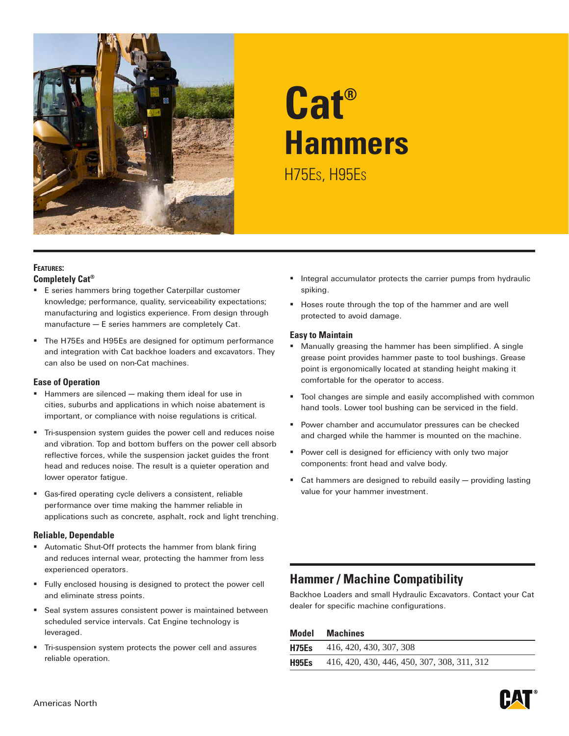# Cat® Hammers

H75Es, H95Es

**Features:**

### Completely Cat®

- E series hammers bring together Caterpillar customer knowledge; performance, quality, serviceability expectations; manufacturing and logistics experience. From design through manufacture — E series hammers are completely Cat.
- The H75Es and H95Es are designed for optimum performance and integration with Cat backhoe loaders and excavators. They can also be used on non-Cat machines.

### Ease of Operation

- Hammers are silenced — making them ideal for use in cities, suburbs and applications in which noise abatement is important, or compliance with noise regulations is critical.
- Tri-suspension system guides the power cell and reduces noise and vibration. Top and bottom buffers on the power cell absorb reflective forces, while the suspension jacket guides the front head and reduces noise. The result is a quieter operation and lower operator fatigue.
- Gas-fired operating cycle delivers a consistent, reliable performance over time making the hammer reliable in applications such as concrete, asphalt, rock and light trenching.

### Reliable, Dependable

- Automatic Shut-Off protects the hammer from blank firing and reduces internal wear, protecting the hammer from less experienced operators.
- Fully enclosed housing is designed to protect the power cell and eliminate stress points.
- Seal system assures consistent power is maintained between scheduled service intervals. Cat Engine technology is leveraged.
- Tri-suspension system protects the power cell and assures reliable operation.
- Integral accumulator protects the carrier pumps from hydraulic spiking.
- Hoses route through the top of the hammer and are well protected to avoid damage.

### Easy to Maintain

- Manually greasing the hammer has been simplified. A single grease point provides hammer paste to tool bushings. Grease point is ergonomically located at standing height making it comfortable for the operator to access.
- Tool changes are simple and easily accomplished with common hand tools. Lower tool bushing can be serviced in the field.
- Power chamber and accumulator pressures can be checked and charged while the hammer is mounted on the machine.
- Power cell is designed for efficiency with only two major components: front head and valve body.
- Cat hammers are designed to rebuild easily — providing lasting value for your hammer investment.

## Hammer / Machine Compatibility

Backhoe Loaders and small Hydraulic Excavators. Contact your Cat dealer for specific machine configurations.

| Model | Machines |
|---|---|
| **H75Es** | 416, 420, 430, 307, 308 |
| **H95Es** | 416, 420, 430, 446, 450, 307, 308, 311, 312 |

Americas North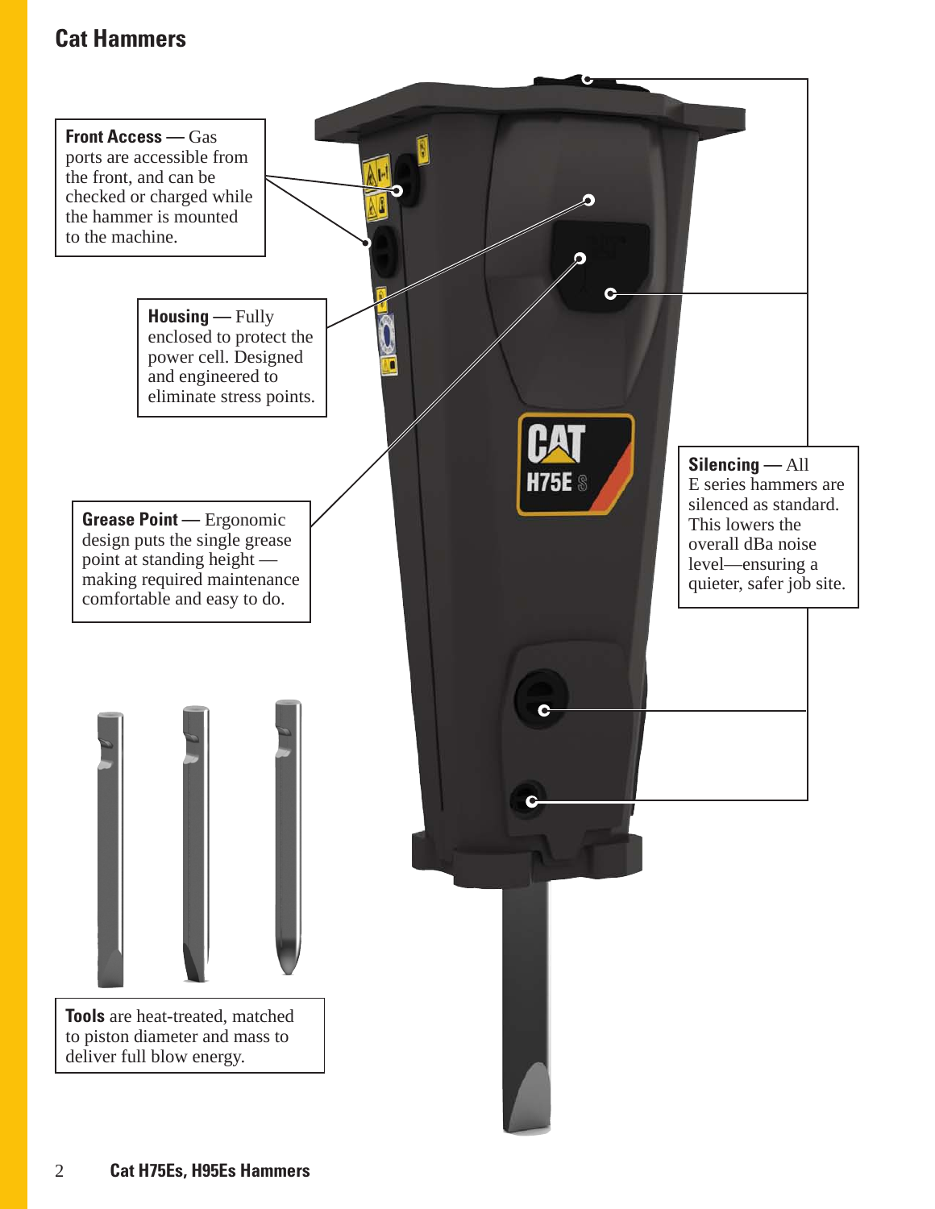# Cat Hammers

**Front Access —** Gas ports are accessible from the front, and can be checked or charged while the hammer is mounted to the machine.

**Housing —** Fully enclosed to protect the power cell. Designed and engineered to eliminate stress points.

**Grease Point —** Ergonomic design puts the single grease point at standing height — making required maintenance comfortable and easy to do.

**Silencing —** All E series hammers are silenced as standard. This lowers the overall dBa noise level—ensuring a quieter, safer job site.

**Tools** are heat-treated, matched to piston diameter and mass to deliver full blow energy.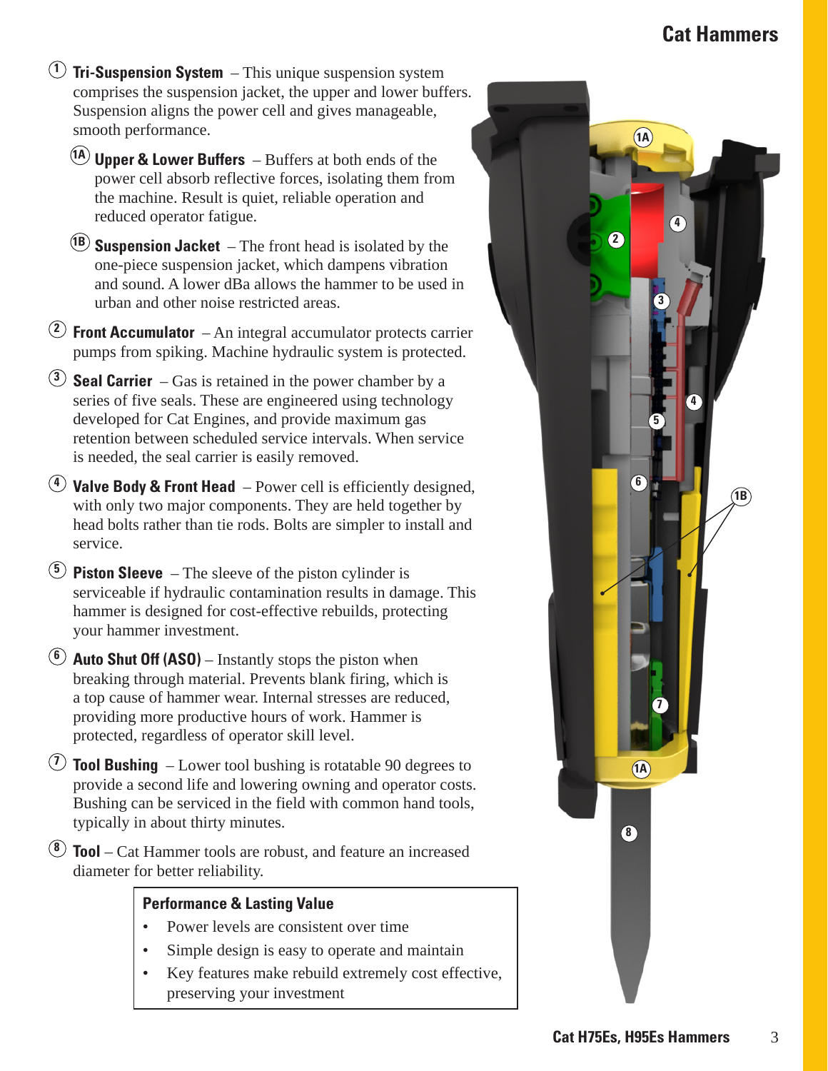# Cat Hammers

① **Tri-Suspension System** – This unique suspension system comprises the suspension jacket, the upper and lower buffers. Suspension aligns the power cell and gives manageable, smooth performance.

- **1A Upper & Lower Buffers** – Buffers at both ends of the power cell absorb reflective forces, isolating them from the machine. Result is quiet, reliable operation and reduced operator fatigue.

- **1B Suspension Jacket** – The front head is isolated by the one-piece suspension jacket, which dampens vibration and sound. A lower dBa allows the hammer to be used in urban and other noise restricted areas.

② **Front Accumulator** – An integral accumulator protects carrier pumps from spiking. Machine hydraulic system is protected.

③ **Seal Carrier** – Gas is retained in the power chamber by a series of five seals. These are engineered using technology developed for Cat Engines, and provide maximum gas retention between scheduled service intervals. When service is needed, the seal carrier is easily removed.

④ **Valve Body & Front Head** – Power cell is efficiently designed, with only two major components. They are held together by head bolts rather than tie rods. Bolts are simpler to install and service.

⑤ **Piston Sleeve** – The sleeve of the piston cylinder is serviceable if hydraulic contamination results in damage. This hammer is designed for cost-effective rebuilds, protecting your hammer investment.

⑥ **Auto Shut Off (ASO)** – Instantly stops the piston when breaking through material. Prevents blank firing, which is a top cause of hammer wear. Internal stresses are reduced, providing more productive hours of work. Hammer is protected, regardless of operator skill level.

⑦ **Tool Bushing** – Lower tool bushing is rotatable 90 degrees to provide a second life and lowering owning and operator costs. Bushing can be serviced in the field with common hand tools, typically in about thirty minutes.

⑧ **Tool** – Cat Hammer tools are robust, and feature an increased diameter for better reliability.

**Performance & Lasting Value**

- Power levels are consistent over time
- Simple design is easy to operate and maintain
- Key features make rebuild extremely cost effective, preserving your investment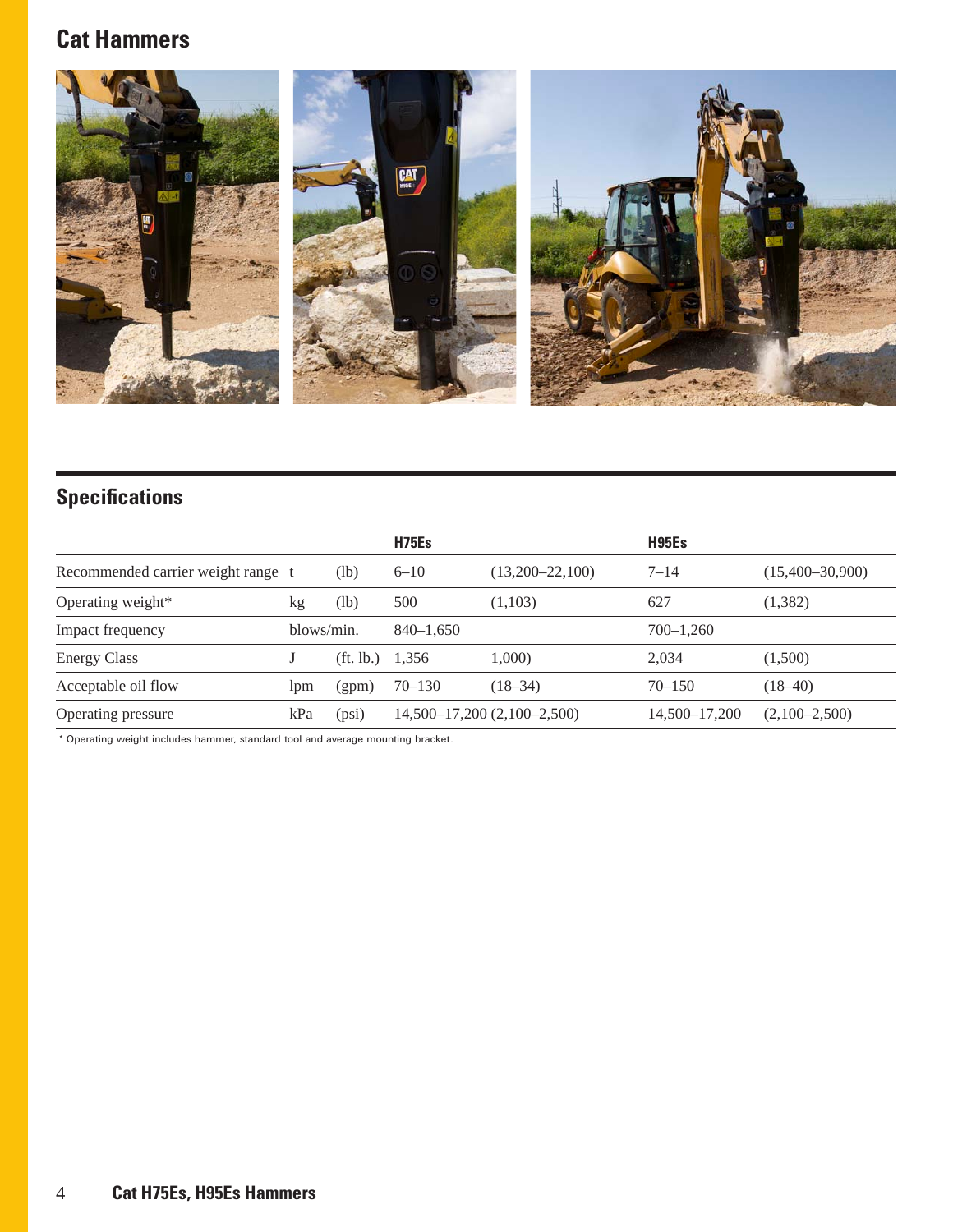## Cat Hammers

## Specifications

| | | | H75Es | | H95Es | |
|---|---|---|---|---|---|---|
| Recommended carrier weight range | t | (lb) | 6–10 | (13,200–22,100) | 7–14 | (15,400–30,900) |
| Operating weight* | kg | (lb) | 500 | (1,103) | 627 | (1,382) |
| Impact frequency | blows/min. | | 840–1,650 | | 700–1,260 | |
| Energy Class | J | (ft. lb.) | 1,356 | 1,000) | 2,034 | (1,500) |
| Acceptable oil flow | lpm | (gpm) | 70–130 | (18–34) | 70–150 | (18–40) |
| Operating pressure | kPa | (psi) | 14,500–17,200 | (2,100–2,500) | 14,500–17,200 | (2,100–2,500) |

* Operating weight includes hammer, standard tool and average mounting bracket.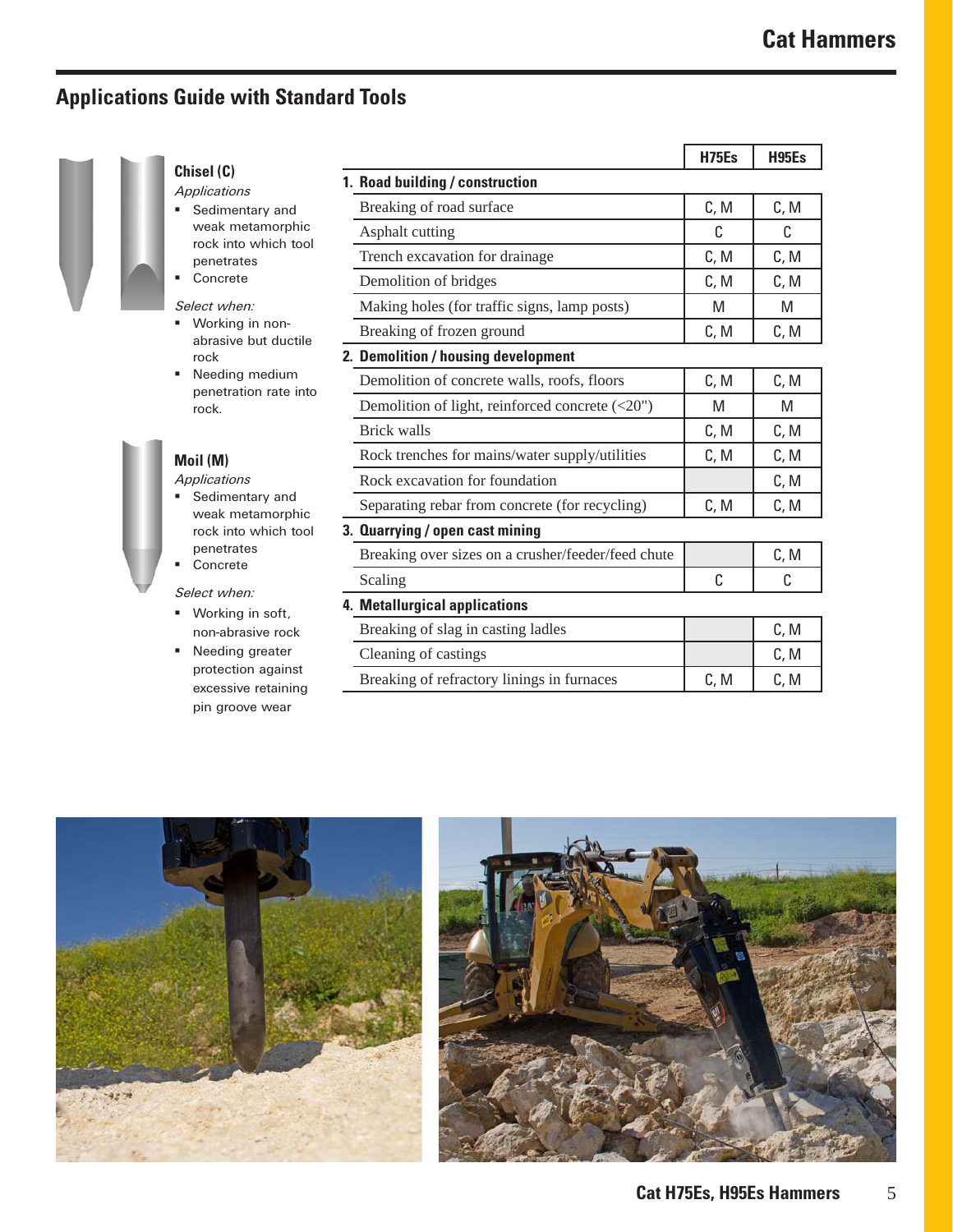## Applications Guide with Standard Tools

### Chisel (C)

*Applications*

- Sedimentary and weak metamorphic rock into which tool penetrates
- Concrete

*Select when:*

- Working in non-abrasive but ductile rock
- Needing medium penetration rate into rock.

### Moil (M)

*Applications*

- Sedimentary and weak metamorphic rock into which tool penetrates
- Concrete

*Select when:*

- Working in soft, non-abrasive rock
- Needing greater protection against excessive retaining pin groove wear

| | H75Es | H95Es |
|---|---|---|
| **1. Road building / construction** | | |
| Breaking of road surface | C, M | C, M |
| Asphalt cutting | C | C |
| Trench excavation for drainage | C, M | C, M |
| Demolition of bridges | C, M | C, M |
| Making holes (for traffic signs, lamp posts) | M | M |
| Breaking of frozen ground | C, M | C, M |
| **2. Demolition / housing development** | | |
| Demolition of concrete walls, roofs, floors | C, M | C, M |
| Demolition of light, reinforced concrete (<20") | M | M |
| Brick walls | C, M | C, M |
| Rock trenches for mains/water supply/utilities | C, M | C, M |
| Rock excavation for foundation | | C, M |
| Separating rebar from concrete (for recycling) | C, M | C, M |
| **3. Quarrying / open cast mining** | | |
| Breaking over sizes on a crusher/feeder/feed chute | | C, M |
| Scaling | C | C |
| **4. Metallurgical applications** | | |
| Breaking of slag in casting ladles | | C, M |
| Cleaning of castings | | C, M |
| Breaking of refractory linings in furnaces | C, M | C, M |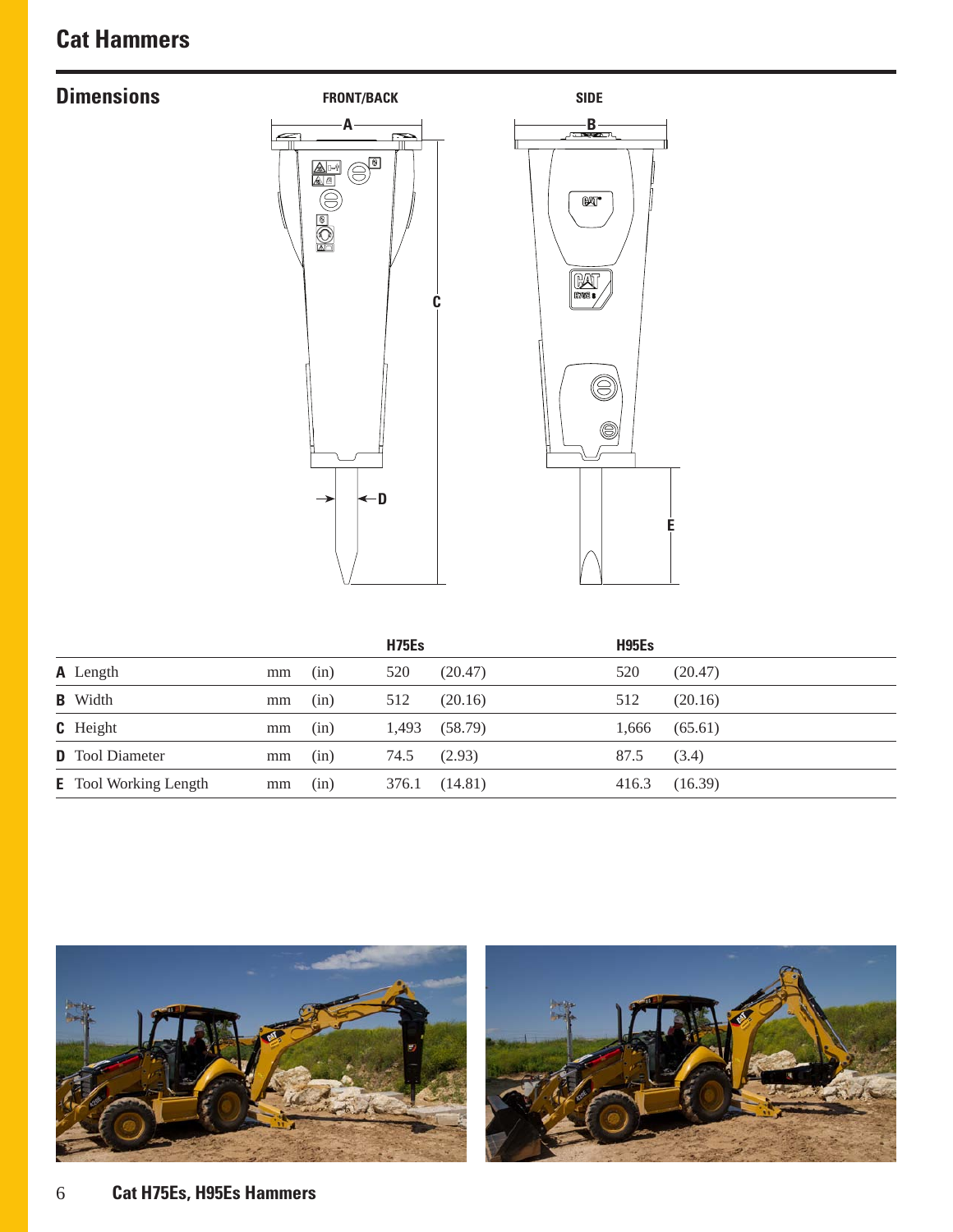# Cat Hammers

## Dimensions

FRONT/BACK

SIDE

| | | | H75Es | | H95Es | |
|---|---|---|---|---|---|---|
| **A** Length | mm | (in) | 520 | (20.47) | 520 | (20.47) |
| **B** Width | mm | (in) | 512 | (20.16) | 512 | (20.16) |
| **C** Height | mm | (in) | 1,493 | (58.79) | 1,666 | (65.61) |
| **D** Tool Diameter | mm | (in) | 74.5 | (2.93) | 87.5 | (3.4) |
| **E** Tool Working Length | mm | (in) | 376.1 | (14.81) | 416.3 | (16.39) |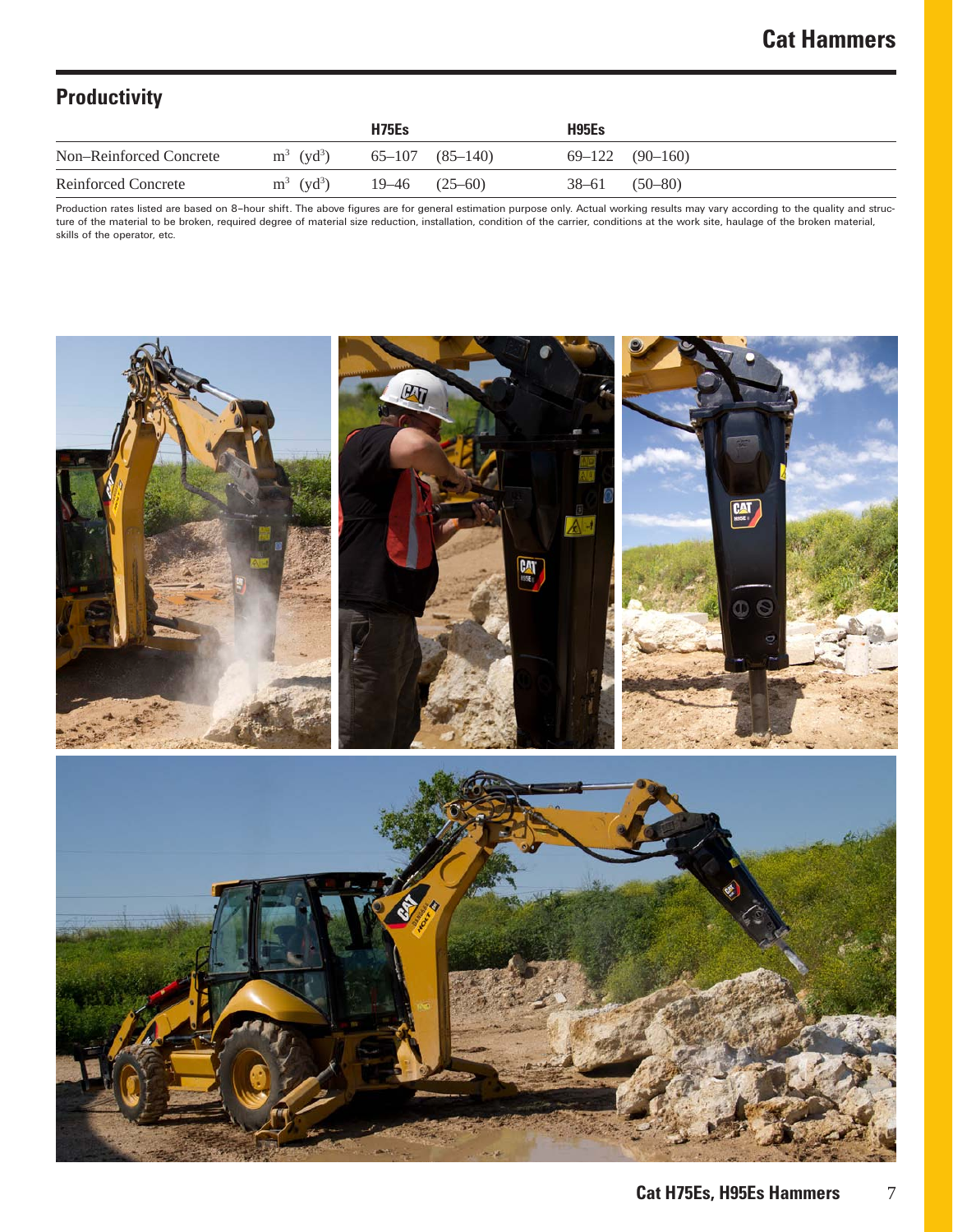## Productivity

| | | H75Es | | H95Es | |
|---|---|---|---|---|---|
| Non–Reinforced Concrete | $m^3$ ($yd^3$) | 65–107 | (85–140) | 69–122 | (90–160) |
| Reinforced Concrete | $m^3$ ($yd^3$) | 19–46 | (25–60) | 38–61 | (50–80) |

Production rates listed are based on 8-hour shift. The above figures are for general estimation purpose only. Actual working results may vary according to the quality and structure of the material to be broken, required degree of material size reduction, installation, condition of the carrier, conditions at the work site, haulage of the broken material, skills of the operator, etc.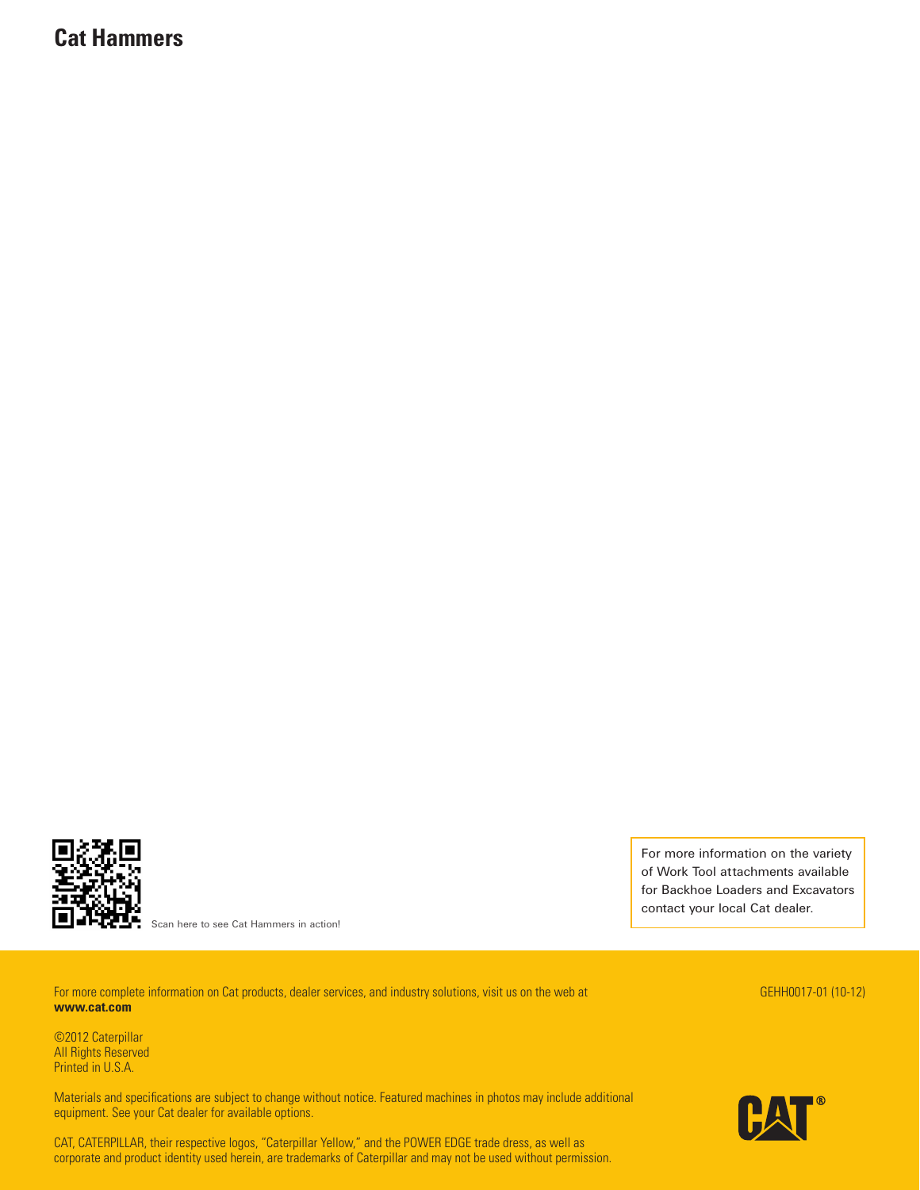## Cat Hammers

Scan here to see Cat Hammers in action!

For more information on the variety of Work Tool attachments available for Backhoe Loaders and Excavators contact your local Cat dealer.

For more complete information on Cat products, dealer services, and industry solutions, visit us on the web at **www.cat.com**

©2012 Caterpillar
All Rights Reserved
Printed in U.S.A.

Materials and specifications are subject to change without notice. Featured machines in photos may include additional equipment. See your Cat dealer for available options.

CAT, CATERPILLAR, their respective logos, "Caterpillar Yellow," and the POWER EDGE trade dress, as well as corporate and product identity used herein, are trademarks of Caterpillar and may not be used without permission.

GEHH0017-01 (10-12)